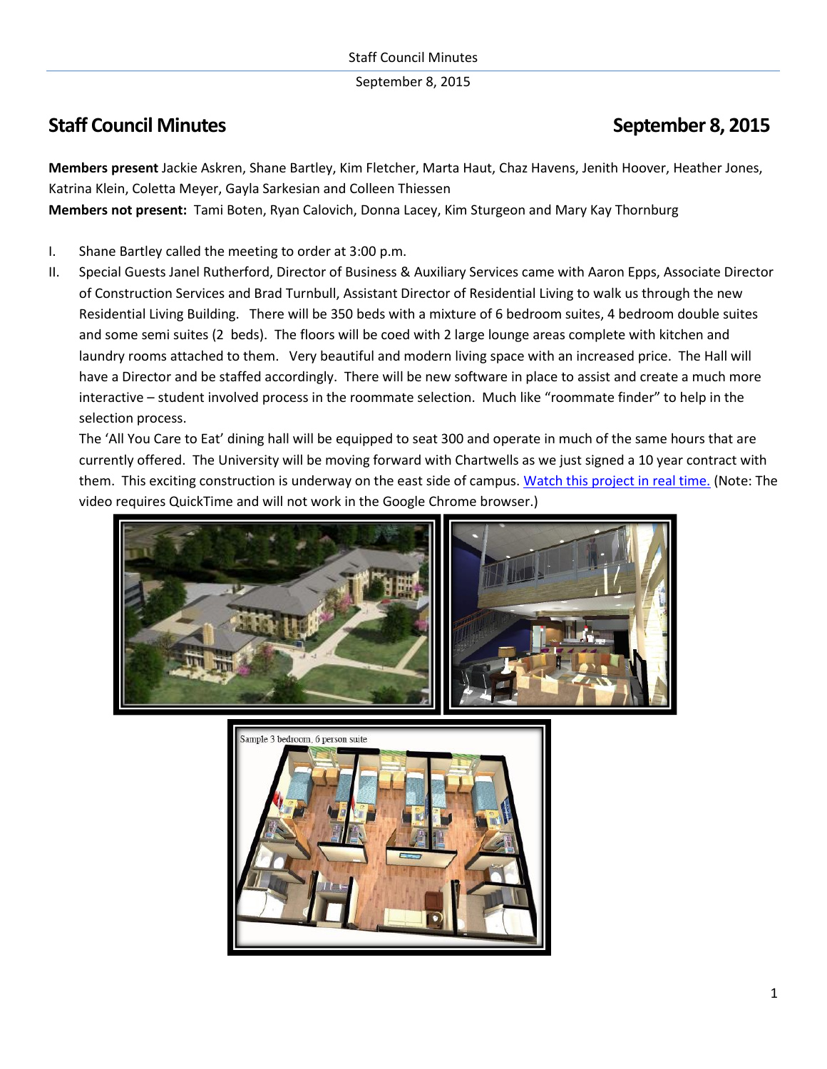# Staff Council Minutes September 8, 2015

**Members present** Jackie Askren, Shane Bartley, Kim Fletcher, Marta Haut, Chaz Havens, Jenith Hoover, Heather Jones, Katrina Klein, Coletta Meyer, Gayla Sarkesian and Colleen Thiessen
**Members not present:** Tami Boten, Ryan Calovich, Donna Lacey, Kim Sturgeon and Mary Kay Thornburg

I. Shane Bartley called the meeting to order at 3:00 p.m.

II. Special Guests Janel Rutherford, Director of Business & Auxiliary Services came with Aaron Epps, Associate Director of Construction Services and Brad Turnbull, Assistant Director of Residential Living to walk us through the new Residential Living Building. There will be 350 beds with a mixture of 6 bedroom suites, 4 bedroom double suites and some semi suites (2 beds). The floors will be coed with 2 large lounge areas complete with kitchen and laundry rooms attached to them. Very beautiful and modern living space with an increased price. The Hall will have a Director and be staffed accordingly. There will be new software in place to assist and create a much more interactive – student involved process in the roommate selection. Much like "roommate finder" to help in the selection process.

The 'All You Care to Eat' dining hall will be equipped to seat 300 and operate in much of the same hours that are currently offered. The University will be moving forward with Chartwells as we just signed a 10 year contract with them. This exciting construction is underway on the east side of campus. Watch this project in real time. (Note: The video requires QuickTime and will not work in the Google Chrome browser.)

Sample 3 bedroom, 6 person suite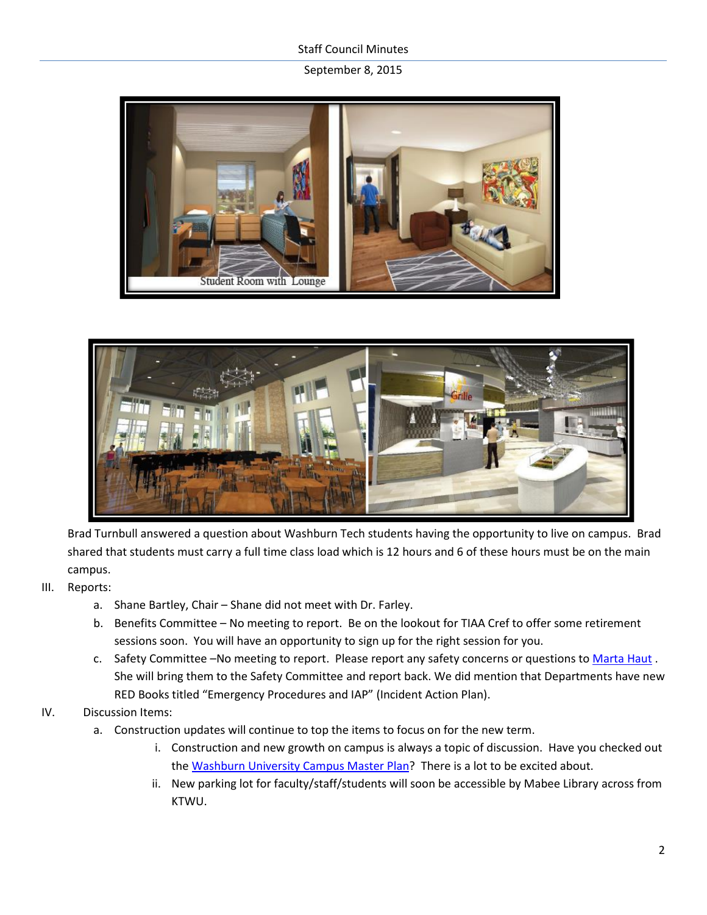Brad Turnbull answered a question about Washburn Tech students having the opportunity to live on campus. Brad shared that students must carry a full time class load which is 12 hours and 6 of these hours must be on the main campus.

III. Reports:

a. Shane Bartley, Chair – Shane did not meet with Dr. Farley.

b. Benefits Committee – No meeting to report. Be on the lookout for TIAA Cref to offer some retirement sessions soon. You will have an opportunity to sign up for the right session for you.

c. Safety Committee –No meeting to report. Please report any safety concerns or questions to Marta Haut . She will bring them to the Safety Committee and report back. We did mention that Departments have new RED Books titled "Emergency Procedures and IAP" (Incident Action Plan).

IV. Discussion Items:

a. Construction updates will continue to top the items to focus on for the new term.

   i. Construction and new growth on campus is always a topic of discussion. Have you checked out the Washburn University Campus Master Plan? There is a lot to be excited about.

   ii. New parking lot for faculty/staff/students will soon be accessible by Mabee Library across from KTWU.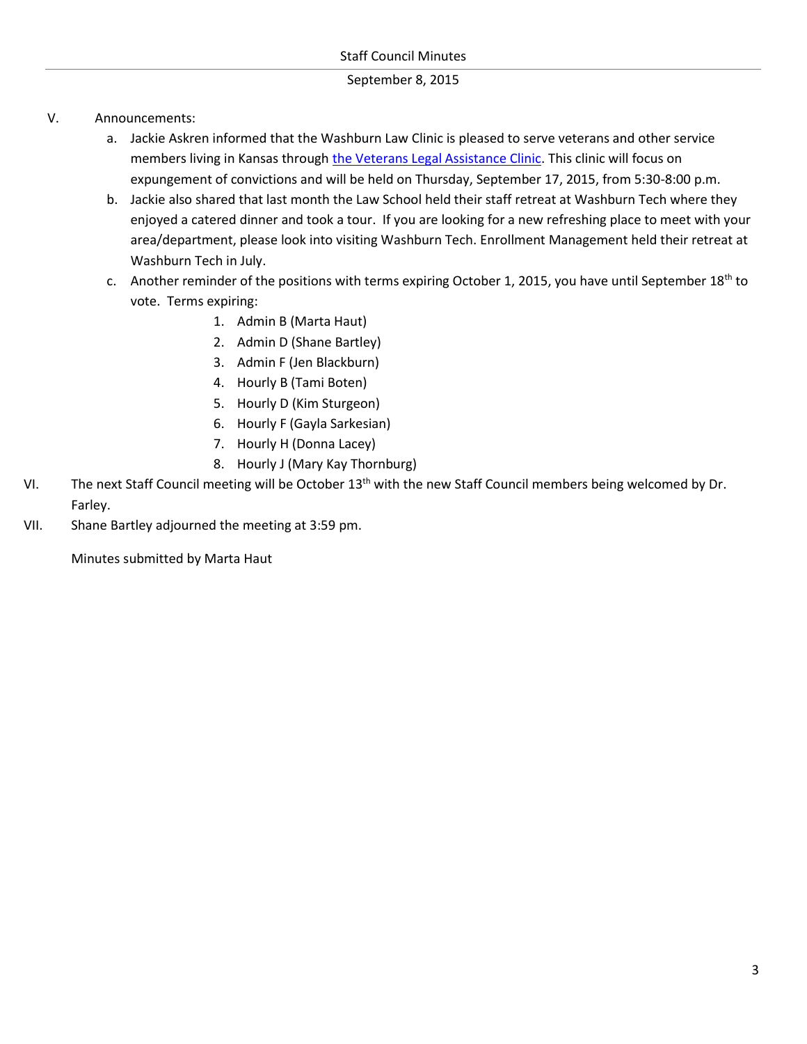V. Announcements:

   a. Jackie Askren informed that the Washburn Law Clinic is pleased to serve veterans and other service members living in Kansas through the Veterans Legal Assistance Clinic. This clinic will focus on expungement of convictions and will be held on Thursday, September 17, 2015, from 5:30-8:00 p.m.

   b. Jackie also shared that last month the Law School held their staff retreat at Washburn Tech where they enjoyed a catered dinner and took a tour. If you are looking for a new refreshing place to meet with your area/department, please look into visiting Washburn Tech. Enrollment Management held their retreat at Washburn Tech in July.

   c. Another reminder of the positions with terms expiring October 1, 2015, you have until September 18th to vote. Terms expiring:

      1. Admin B (Marta Haut)
      2. Admin D (Shane Bartley)
      3. Admin F (Jen Blackburn)
      4. Hourly B (Tami Boten)
      5. Hourly D (Kim Sturgeon)
      6. Hourly F (Gayla Sarkesian)
      7. Hourly H (Donna Lacey)
      8. Hourly J (Mary Kay Thornburg)

VI. The next Staff Council meeting will be October 13th with the new Staff Council members being welcomed by Dr. Farley.

VII. Shane Bartley adjourned the meeting at 3:59 pm.

Minutes submitted by Marta Haut